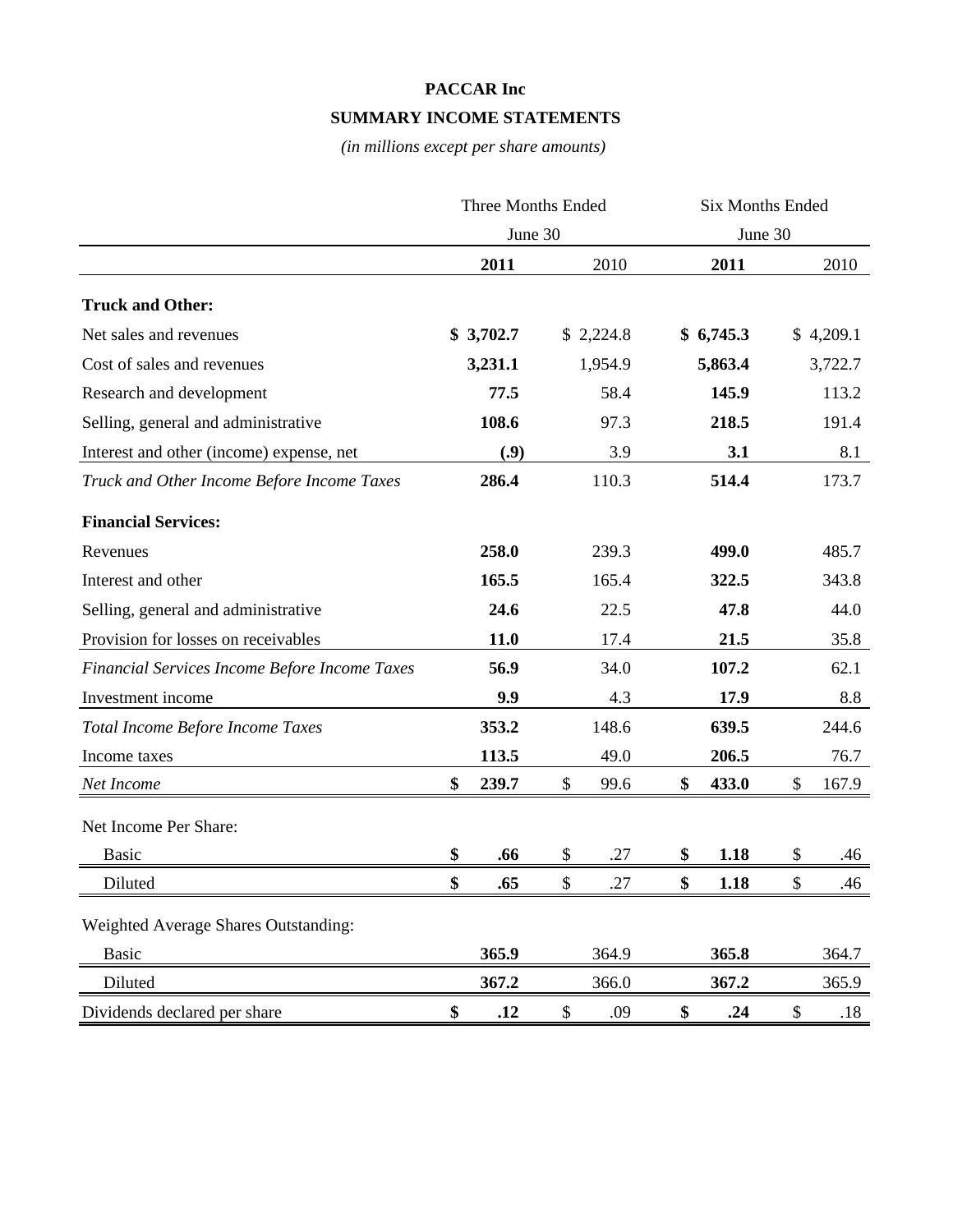# PACCAR Inc

## SUMMARY INCOME STATEMENTS

*(in millions except per share amounts)*

| | Three Months Ended June 30 | | Six Months Ended June 30 | |
|---|---|---|---|---|
| | **2011** | 2010 | **2011** | 2010 |
| **Truck and Other:** | | | | |
| Net sales and revenues | **$ 3,702.7** | $ 2,224.8 | **$ 6,745.3** | $ 4,209.1 |
| Cost of sales and revenues | **3,231.1** | 1,954.9 | **5,863.4** | 3,722.7 |
| Research and development | **77.5** | 58.4 | **145.9** | 113.2 |
| Selling, general and administrative | **108.6** | 97.3 | **218.5** | 191.4 |
| Interest and other (income) expense, net | **(.9)** | 3.9 | **3.1** | 8.1 |
| *Truck and Other Income Before Income Taxes* | **286.4** | 110.3 | **514.4** | 173.7 |
| **Financial Services:** | | | | |
| Revenues | **258.0** | 239.3 | **499.0** | 485.7 |
| Interest and other | **165.5** | 165.4 | **322.5** | 343.8 |
| Selling, general and administrative | **24.6** | 22.5 | **47.8** | 44.0 |
| Provision for losses on receivables | **11.0** | 17.4 | **21.5** | 35.8 |
| *Financial Services Income Before Income Taxes* | **56.9** | 34.0 | **107.2** | 62.1 |
| Investment income | **9.9** | 4.3 | **17.9** | 8.8 |
| *Total Income Before Income Taxes* | **353.2** | 148.6 | **639.5** | 244.6 |
| Income taxes | **113.5** | 49.0 | **206.5** | 76.7 |
| *Net Income* | **$ 239.7** | $ 99.6 | **$ 433.0** | $ 167.9 |
| Net Income Per Share: | | | | |
| Basic | **$ .66** | $ .27 | **$ 1.18** | $ .46 |
| Diluted | **$ .65** | $ .27 | **$ 1.18** | $ .46 |
| Weighted Average Shares Outstanding: | | | | |
| Basic | **365.9** | 364.9 | **365.8** | 364.7 |
| Diluted | **367.2** | 366.0 | **367.2** | 365.9 |
| Dividends declared per share | **$ .12** | $ .09 | **$ .24** | $ .18 |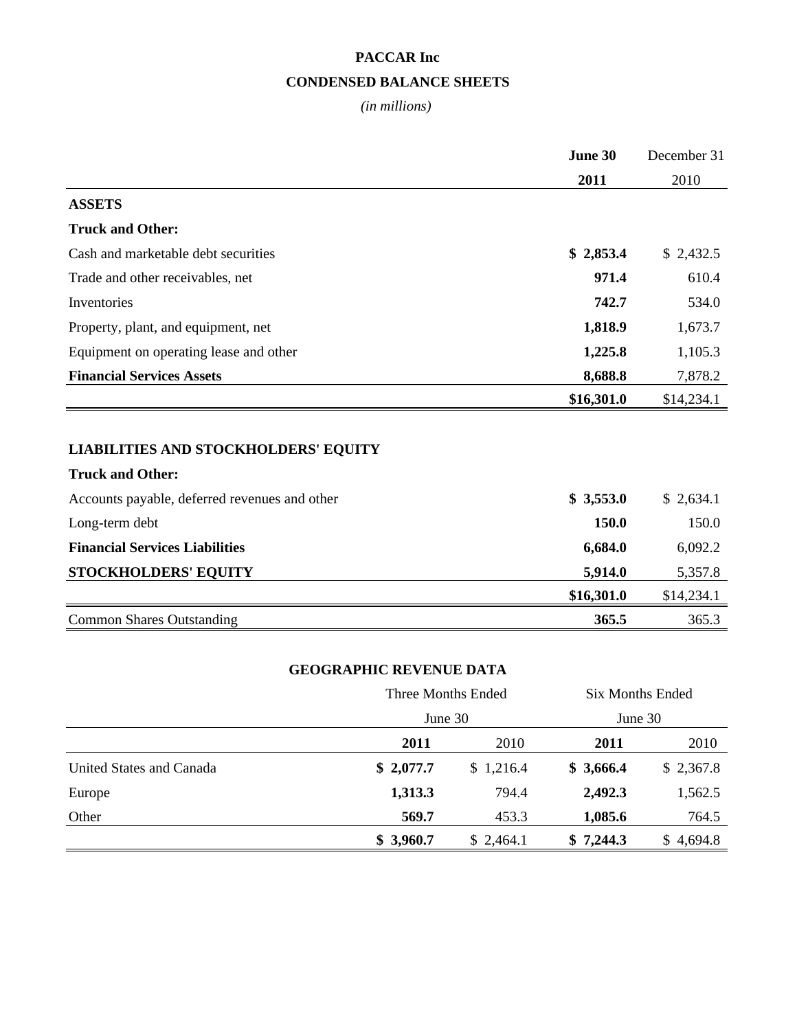# PACCAR Inc

## CONDENSED BALANCE SHEETS

*(in millions)*

| | **June 30 2011** | December 31 2010 |
|---|---|---|
| **ASSETS** | | |
| **Truck and Other:** | | |
| Cash and marketable debt securities | **$ 2,853.4** | $ 2,432.5 |
| Trade and other receivables, net | **971.4** | 610.4 |
| Inventories | **742.7** | 534.0 |
| Property, plant, and equipment, net | **1,818.9** | 1,673.7 |
| Equipment on operating lease and other | **1,225.8** | 1,105.3 |
| **Financial Services Assets** | **8,688.8** | 7,878.2 |
| | **$16,301.0** | $14,234.1 |
| | | |
| **LIABILITIES AND STOCKHOLDERS' EQUITY** | | |
| **Truck and Other:** | | |
| Accounts payable, deferred revenues and other | **$ 3,553.0** | $ 2,634.1 |
| Long-term debt | **150.0** | 150.0 |
| **Financial Services Liabilities** | **6,684.0** | 6,092.2 |
| **STOCKHOLDERS' EQUITY** | **5,914.0** | 5,357.8 |
| | **$16,301.0** | $14,234.1 |
| Common Shares Outstanding | **365.5** | 365.3 |

## GEOGRAPHIC REVENUE DATA

| | Three Months Ended June 30 | | Six Months Ended June 30 | |
|---|---|---|---|---|
| | **2011** | 2010 | **2011** | 2010 |
| United States and Canada | **$ 2,077.7** | $ 1,216.4 | **$ 3,666.4** | $ 2,367.8 |
| Europe | **1,313.3** | 794.4 | **2,492.3** | 1,562.5 |
| Other | **569.7** | 453.3 | **1,085.6** | 764.5 |
| | **$ 3,960.7** | $ 2,464.1 | **$ 7,244.3** | $ 4,694.8 |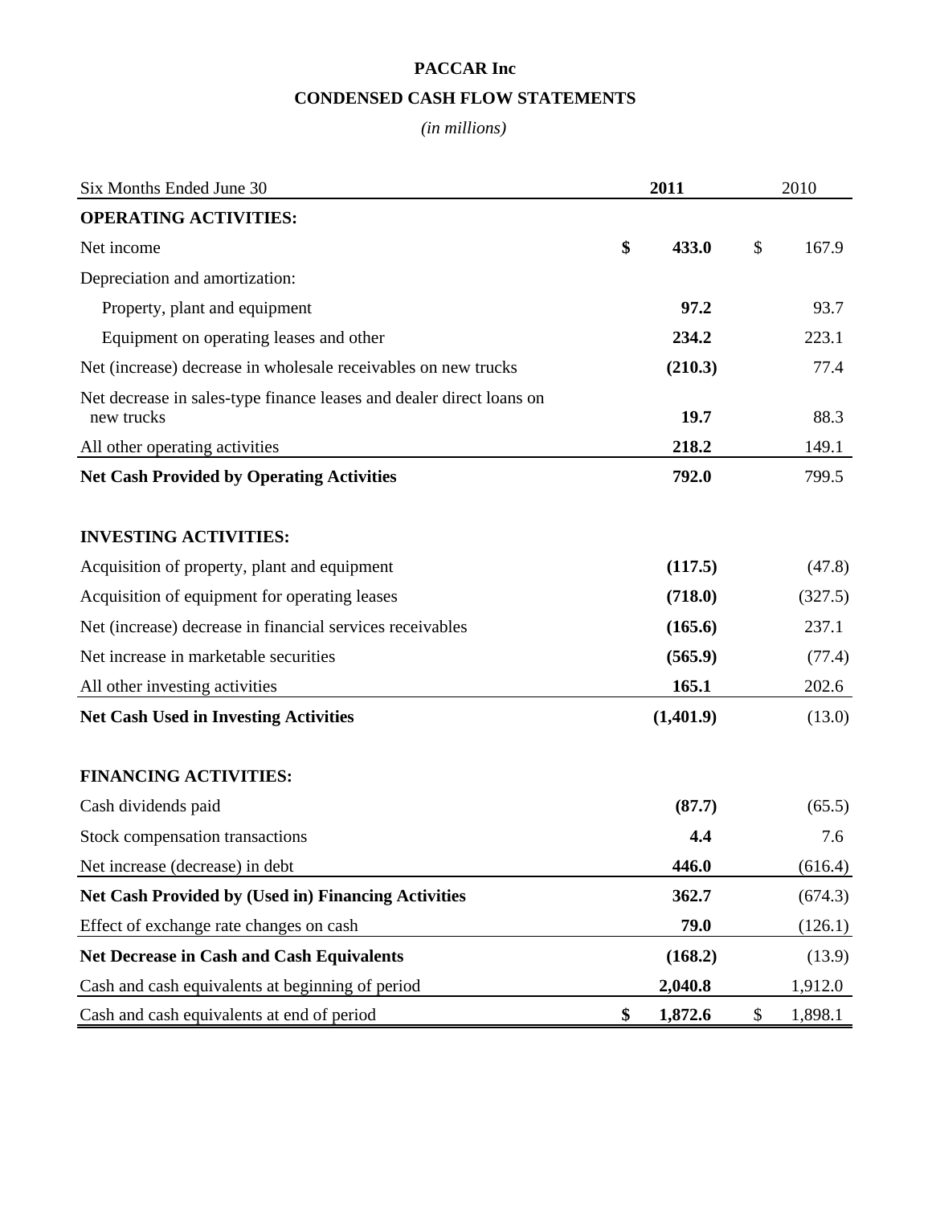# PACCAR Inc

## CONDENSED CASH FLOW STATEMENTS

*(in millions)*

| Six Months Ended June 30 | 2011 | 2010 |
|---|---|---|
| **OPERATING ACTIVITIES:** | | |
| Net income | **$ 433.0** | $ 167.9 |
| Depreciation and amortization: | | |
| Property, plant and equipment | **97.2** | 93.7 |
| Equipment on operating leases and other | **234.2** | 223.1 |
| Net (increase) decrease in wholesale receivables on new trucks | **(210.3)** | 77.4 |
| Net decrease in sales-type finance leases and dealer direct loans on new trucks | **19.7** | 88.3 |
| All other operating activities | **218.2** | 149.1 |
| **Net Cash Provided by Operating Activities** | **792.0** | 799.5 |
| | | |
| **INVESTING ACTIVITIES:** | | |
| Acquisition of property, plant and equipment | **(117.5)** | (47.8) |
| Acquisition of equipment for operating leases | **(718.0)** | (327.5) |
| Net (increase) decrease in financial services receivables | **(165.6)** | 237.1 |
| Net increase in marketable securities | **(565.9)** | (77.4) |
| All other investing activities | **165.1** | 202.6 |
| **Net Cash Used in Investing Activities** | **(1,401.9)** | (13.0) |
| | | |
| **FINANCING ACTIVITIES:** | | |
| Cash dividends paid | **(87.7)** | (65.5) |
| Stock compensation transactions | **4.4** | 7.6 |
| Net increase (decrease) in debt | **446.0** | (616.4) |
| **Net Cash Provided by (Used in) Financing Activities** | **362.7** | (674.3) |
| Effect of exchange rate changes on cash | **79.0** | (126.1) |
| **Net Decrease in Cash and Cash Equivalents** | **(168.2)** | (13.9) |
| Cash and cash equivalents at beginning of period | **2,040.8** | 1,912.0 |
| Cash and cash equivalents at end of period | **$ 1,872.6** | $ 1,898.1 |